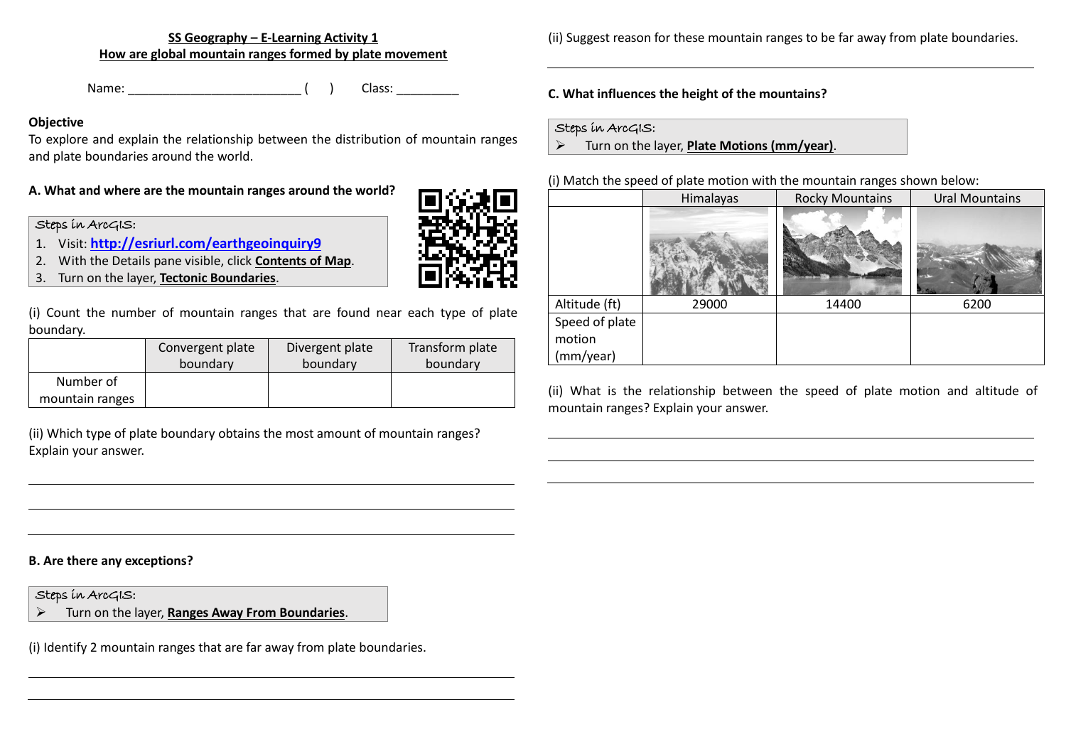**SS Geography – E-Learning Activity 1**

**How are global mountain ranges formed by plate movement**

Name: _________________________ (     )     Class: _________

**Objective**

To explore and explain the relationship between the distribution of mountain ranges and plate boundaries around the world.

**A. What and where are the mountain ranges around the world?**

*Steps in ArcGIS:*

1. Visit: **http://esriurl.com/earthgeoinquiry9**
2. With the Details pane visible, click **Contents of Map**.
3. Turn on the layer, **Tectonic Boundaries**.

(i) Count the number of mountain ranges that are found near each type of plate boundary.

| | Convergent plate boundary | Divergent plate boundary | Transform plate boundary |
|---|---|---|---|
| Number of mountain ranges | | | |

(ii) Which type of plate boundary obtains the most amount of mountain ranges? Explain your answer.

______________________________________________

______________________________________________

______________________________________________

**B. Are there any exceptions?**

*Steps in ArcGIS:*

➢ Turn on the layer, **Ranges Away From Boundaries**.

(i) Identify 2 mountain ranges that are far away from plate boundaries.

______________________________________________

______________________________________________

(ii) Suggest reason for these mountain ranges to be far away from plate boundaries.

______________________________________________

**C. What influences the height of the mountains?**

*Steps in ArcGIS:*

➢ Turn on the layer, **Plate Motions (mm/year)**.

(i) Match the speed of plate motion with the mountain ranges shown below:

| | Himalayas | Rocky Mountains | Ural Mountains |
|---|---|---|---|
| | | | |
| Altitude (ft) | 29000 | 14400 | 6200 |
| Speed of plate motion (mm/year) | | | |

(ii) What is the relationship between the speed of plate motion and altitude of mountain ranges? Explain your answer.

______________________________________________

______________________________________________

______________________________________________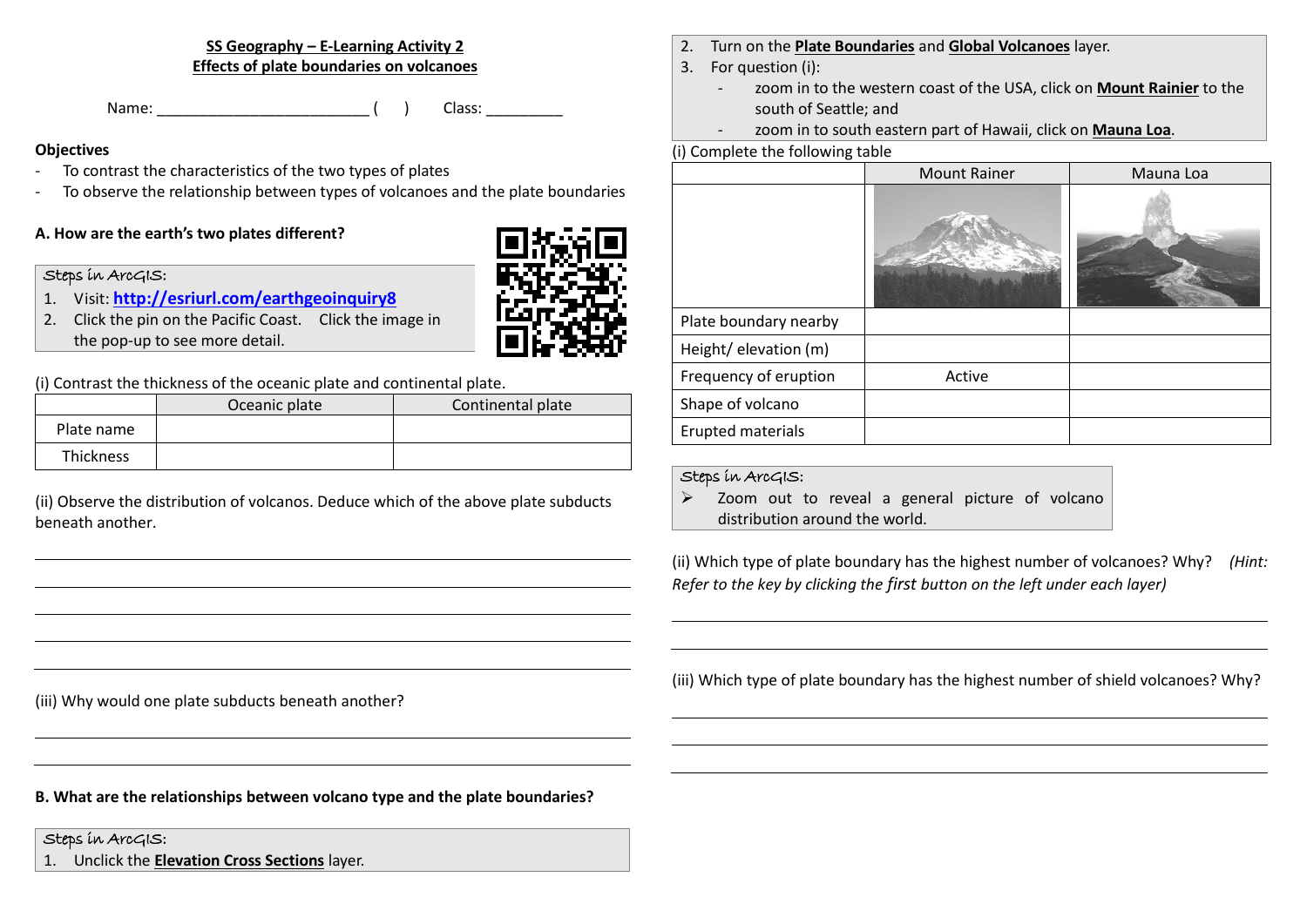**SS Geography – E-Learning Activity 2**
**Effects of plate boundaries on volcanoes**

Name: _________________________ (     )     Class: _________

**Objectives**

- To contrast the characteristics of the two types of plates
- To observe the relationship between types of volcanoes and the plate boundaries

**A. How are the earth's two plates different?**

Steps in ArcGIS:

1. Visit: **http://esriurl.com/earthgeoinquiry8**
2. Click the pin on the Pacific Coast. Click the image in the pop-up to see more detail.

(i) Contrast the thickness of the oceanic plate and continental plate.

| | Oceanic plate | Continental plate |
|---|---|---|
| Plate name | | |
| Thickness | | |

(ii) Observe the distribution of volcanos. Deduce which of the above plate subducts beneath another.

______________________________________________________________________

______________________________________________________________________

______________________________________________________________________

______________________________________________________________________

______________________________________________________________________

(iii) Why would one plate subducts beneath another?

______________________________________________________________________

______________________________________________________________________

**B. What are the relationships between volcano type and the plate boundaries?**

Steps in ArcGIS:

1. Unclick the **Elevation Cross Sections** layer.
2. Turn on the **Plate Boundaries** and **Global Volcanoes** layer.
3. For question (i):
   - zoom in to the western coast of the USA, click on **Mount Rainier** to the south of Seattle; and
   - zoom in to south eastern part of Hawaii, click on **Mauna Loa**.

(i) Complete the following table

| | Mount Rainer | Mauna Loa |
|---|---|---|
| | | |
| Plate boundary nearby | | |
| Height/ elevation (m) | | |
| Frequency of eruption | Active | |
| Shape of volcano | | |
| Erupted materials | | |

Steps in ArcGIS:

- Zoom out to reveal a general picture of volcano distribution around the world.

(ii) Which type of plate boundary has the highest number of volcanoes? Why? *(Hint: Refer to the key by clicking the first button on the left under each layer)*

______________________________________________________________________

______________________________________________________________________

(iii) Which type of plate boundary has the highest number of shield volcanoes? Why?

______________________________________________________________________

______________________________________________________________________

______________________________________________________________________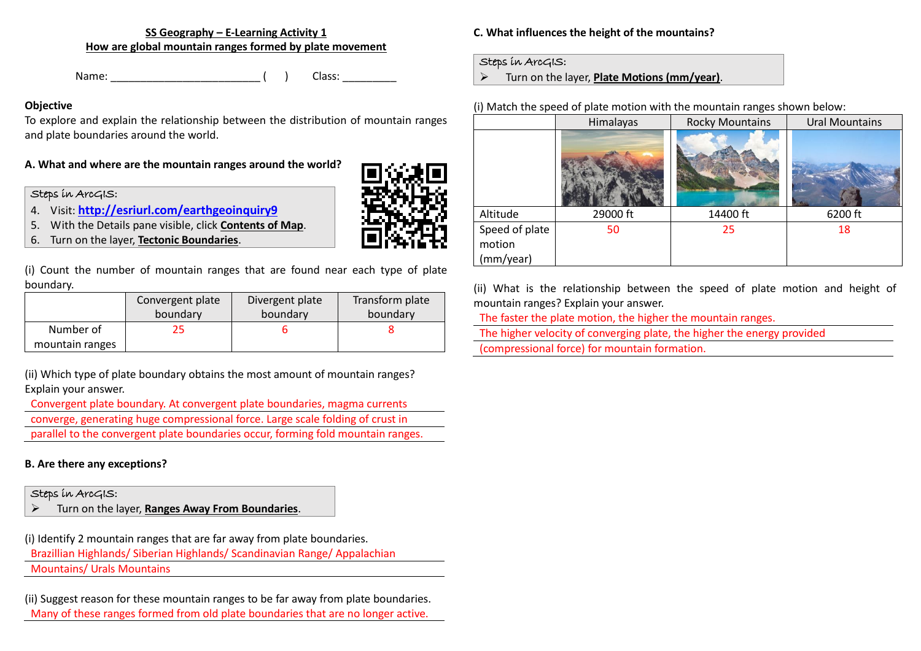**SS Geography – E-Learning Activity 1**
**How are global mountain ranges formed by plate movement**

Name: _________________________ (    )    Class: _________

**Objective**

To explore and explain the relationship between the distribution of mountain ranges and plate boundaries around the world.

**A. What and where are the mountain ranges around the world?**

*Steps in ArcGIS:*

4. Visit: **http://esriurl.com/earthgeoinquiry9**
5. With the Details pane visible, click **Contents of Map**.
6. Turn on the layer, **Tectonic Boundaries**.

(i) Count the number of mountain ranges that are found near each type of plate boundary.

| | Convergent plate boundary | Divergent plate boundary | Transform plate boundary |
|---|---|---|---|
| Number of mountain ranges | 25 | 6 | 8 |

(ii) Which type of plate boundary obtains the most amount of mountain ranges? Explain your answer.

Convergent plate boundary. At convergent plate boundaries, magma currents converge, generating huge compressional force. Large scale folding of crust in parallel to the convergent plate boundaries occur, forming fold mountain ranges.

**B. Are there any exceptions?**

*Steps in ArcGIS:*

- Turn on the layer, **Ranges Away From Boundaries**.

(i) Identify 2 mountain ranges that are far away from plate boundaries.

Brazillian Highlands/ Siberian Highlands/ Scandinavian Range/ Appalachian Mountains/ Urals Mountains

(ii) Suggest reason for these mountain ranges to be far away from plate boundaries.

Many of these ranges formed from old plate boundaries that are no longer active.

**C. What influences the height of the mountains?**

*Steps in ArcGIS:*

- Turn on the layer, **Plate Motions (mm/year)**.

(i) Match the speed of plate motion with the mountain ranges shown below:

| | Himalayas | Rocky Mountains | Ural Mountains |
|---|---|---|---|
| Altitude | 29000 ft | 14400 ft | 6200 ft |
| Speed of plate motion (mm/year) | 50 | 25 | 18 |

(ii) What is the relationship between the speed of plate motion and height of mountain ranges? Explain your answer.

The faster the plate motion, the higher the mountain ranges.
The higher velocity of converging plate, the higher the energy provided (compressional force) for mountain formation.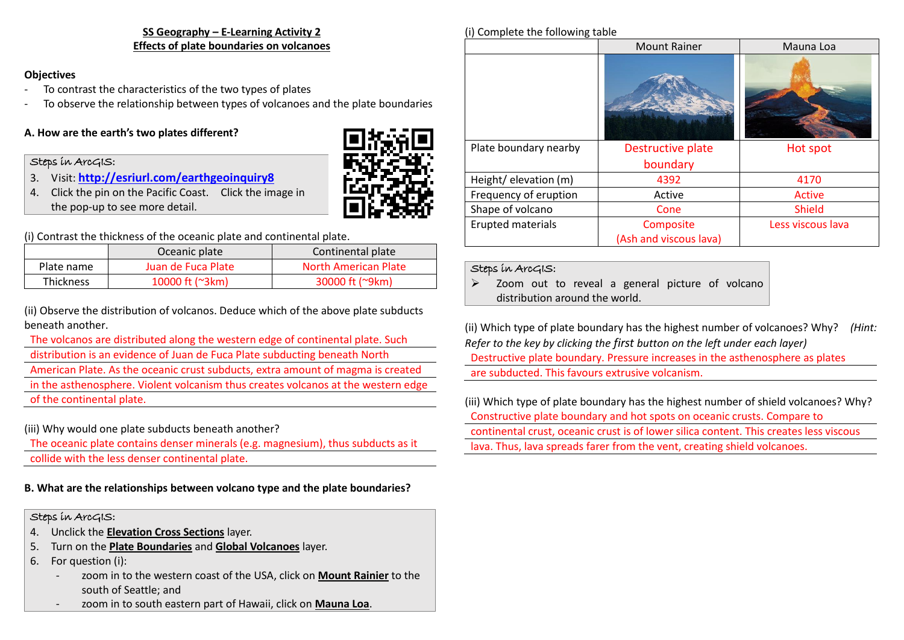**SS Geography – E-Learning Activity 2**
**Effects of plate boundaries on volcanoes**

**Objectives**

- To contrast the characteristics of the two types of plates
- To observe the relationship between types of volcanoes and the plate boundaries

## A. How are the earth's two plates different?

*Steps in ArcGIS:*

3. Visit: **http://esriurl.com/earthgeoinquiry8**
4. Click the pin on the Pacific Coast. Click the image in the pop-up to see more detail.

(i) Contrast the thickness of the oceanic plate and continental plate.

| | Oceanic plate | Continental plate |
|---|---|---|
| Plate name | Juan de Fuca Plate | North American Plate |
| Thickness | 10000 ft (~3km) | 30000 ft (~9km) |

(ii) Observe the distribution of volcanos. Deduce which of the above plate subducts beneath another.

The volcanos are distributed along the western edge of continental plate. Such distribution is an evidence of Juan de Fuca Plate subducting beneath North American Plate. As the oceanic crust subducts, extra amount of magma is created in the asthenosphere. Violent volcanism thus creates volcanos at the western edge of the continental plate.

(iii) Why would one plate subducts beneath another?

The oceanic plate contains denser minerals (e.g. magnesium), thus subducts as it collide with the less denser continental plate.

## B. What are the relationships between volcano type and the plate boundaries?

*Steps in ArcGIS:*

4. Unclick the **Elevation Cross Sections** layer.
5. Turn on the **Plate Boundaries** and **Global Volcanoes** layer.
6. For question (i):
   - zoom in to the western coast of the USA, click on **Mount Rainier** to the south of Seattle; and
   - zoom in to south eastern part of Hawaii, click on **Mauna Loa**.

(i) Complete the following table

| | Mount Rainier | Mauna Loa |
|---|---|---|
| | | |
| Plate boundary nearby | Destructive plate boundary | Hot spot |
| Height/ elevation (m) | 4392 | 4170 |
| Frequency of eruption | Active | Active |
| Shape of volcano | Cone | Shield |
| Erupted materials | Composite (Ash and viscous lava) | Less viscous lava |

*Steps in ArcGIS:*

- Zoom out to reveal a general picture of volcano distribution around the world.

(ii) Which type of plate boundary has the highest number of volcanoes? Why? *(Hint: Refer to the key by clicking the first button on the left under each layer)*

Destructive plate boundary. Pressure increases in the asthenosphere as plates are subducted. This favours extrusive volcanism.

(iii) Which type of plate boundary has the highest number of shield volcanoes? Why?

Constructive plate boundary and hot spots on oceanic crusts. Compare to continental crust, oceanic crust is of lower silica content. This creates less viscous lava. Thus, lava spreads farer from the vent, creating shield volcanoes.